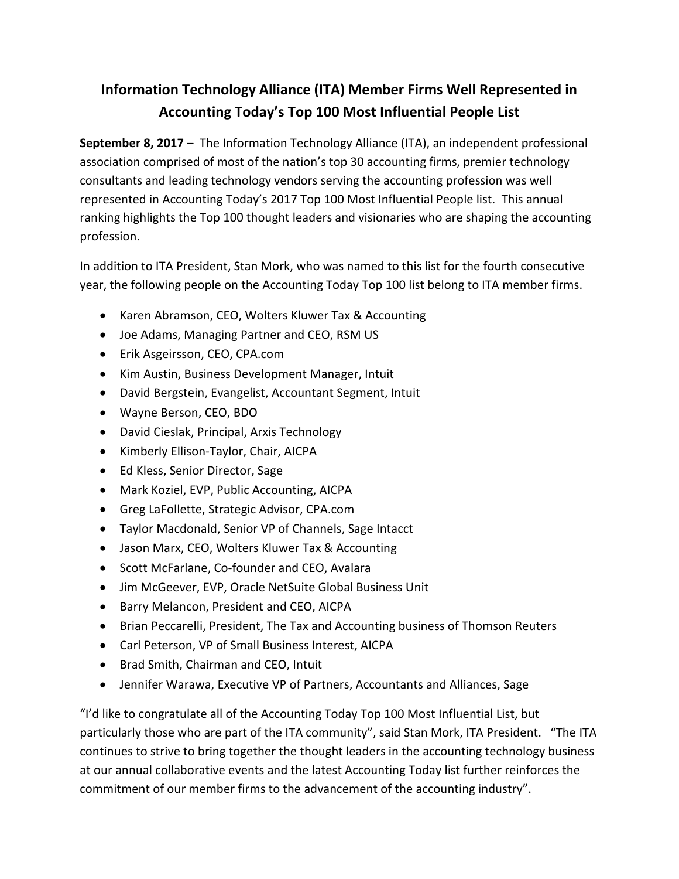# Information Technology Alliance (ITA) Member Firms Well Represented in Accounting Today's Top 100 Most Influential People List

**September 8, 2017** – The Information Technology Alliance (ITA), an independent professional association comprised of most of the nation's top 30 accounting firms, premier technology consultants and leading technology vendors serving the accounting profession was well represented in Accounting Today's 2017 Top 100 Most Influential People list. This annual ranking highlights the Top 100 thought leaders and visionaries who are shaping the accounting profession.

In addition to ITA President, Stan Mork, who was named to this list for the fourth consecutive year, the following people on the Accounting Today Top 100 list belong to ITA member firms.

- Karen Abramson, CEO, Wolters Kluwer Tax & Accounting
- Joe Adams, Managing Partner and CEO, RSM US
- Erik Asgeirsson, CEO, CPA.com
- Kim Austin, Business Development Manager, Intuit
- David Bergstein, Evangelist, Accountant Segment, Intuit
- Wayne Berson, CEO, BDO
- David Cieslak, Principal, Arxis Technology
- Kimberly Ellison-Taylor, Chair, AICPA
- Ed Kless, Senior Director, Sage
- Mark Koziel, EVP, Public Accounting, AICPA
- Greg LaFollette, Strategic Advisor, CPA.com
- Taylor Macdonald, Senior VP of Channels, Sage Intacct
- Jason Marx, CEO, Wolters Kluwer Tax & Accounting
- Scott McFarlane, Co-founder and CEO, Avalara
- Jim McGeever, EVP, Oracle NetSuite Global Business Unit
- Barry Melancon, President and CEO, AICPA
- Brian Peccarelli, President, The Tax and Accounting business of Thomson Reuters
- Carl Peterson, VP of Small Business Interest, AICPA
- Brad Smith, Chairman and CEO, Intuit
- Jennifer Warawa, Executive VP of Partners, Accountants and Alliances, Sage

"I'd like to congratulate all of the Accounting Today Top 100 Most Influential List, but particularly those who are part of the ITA community", said Stan Mork, ITA President. "The ITA continues to strive to bring together the thought leaders in the accounting technology business at our annual collaborative events and the latest Accounting Today list further reinforces the commitment of our member firms to the advancement of the accounting industry".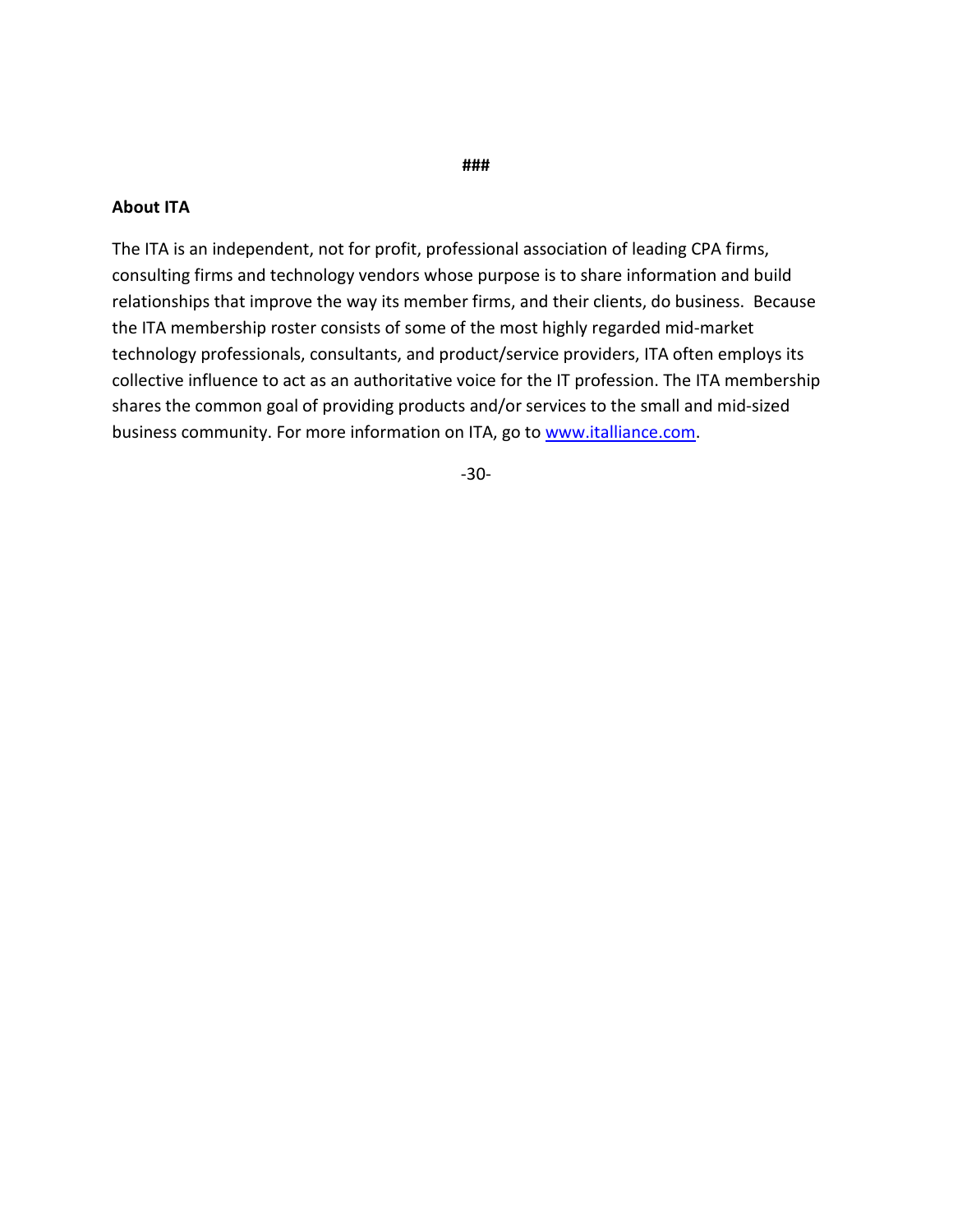###

**About ITA**

The ITA is an independent, not for profit, professional association of leading CPA firms, consulting firms and technology vendors whose purpose is to share information and build relationships that improve the way its member firms, and their clients, do business. Because the ITA membership roster consists of some of the most highly regarded mid-market technology professionals, consultants, and product/service providers, ITA often employs its collective influence to act as an authoritative voice for the IT profession. The ITA membership shares the common goal of providing products and/or services to the small and mid-sized business community. For more information on ITA, go to [www.italliance.com](http://www.italliance.com).

-30-